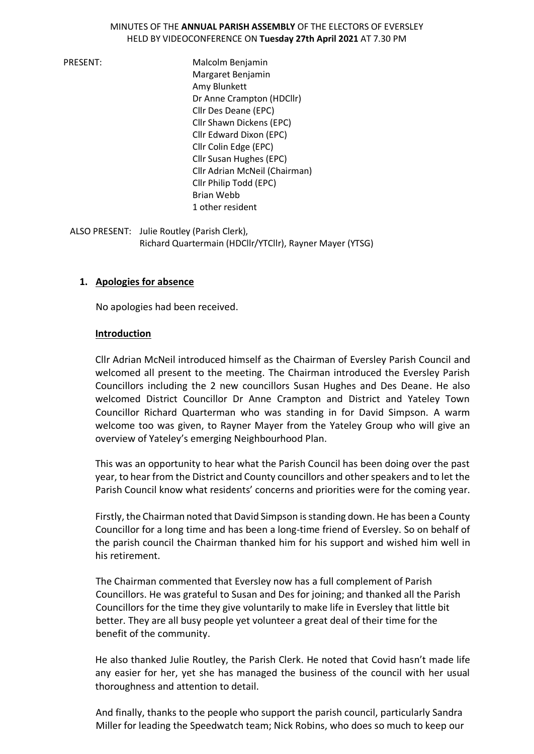MINUTES OF THE **ANNUAL PARISH ASSEMBLY** OF THE ELECTORS OF EVERSLEY HELD BY VIDEOCONFERENCE ON **Tuesday 27th April 2021** AT 7.30 PM

PRESENT:

- Malcolm Benjamin
- Margaret Benjamin
- Amy Blunkett
- Dr Anne Crampton (HDCllr)
- Cllr Des Deane (EPC)
- Cllr Shawn Dickens (EPC)
- Cllr Edward Dixon (EPC)
- Cllr Colin Edge (EPC)
- Cllr Susan Hughes (EPC)
- Cllr Adrian McNeil (Chairman)
- Cllr Philip Todd (EPC)
- Brian Webb
- 1 other resident

ALSO PRESENT: Julie Routley (Parish Clerk), Richard Quartermain (HDCllr/YTCllr), Rayner Mayer (YTSG)

## 1. Apologies for absence

No apologies had been received.

**Introduction**

Cllr Adrian McNeil introduced himself as the Chairman of Eversley Parish Council and welcomed all present to the meeting. The Chairman introduced the Eversley Parish Councillors including the 2 new councillors Susan Hughes and Des Deane. He also welcomed District Councillor Dr Anne Crampton and District and Yateley Town Councillor Richard Quarterman who was standing in for David Simpson. A warm welcome too was given, to Rayner Mayer from the Yateley Group who will give an overview of Yateley's emerging Neighbourhood Plan.

This was an opportunity to hear what the Parish Council has been doing over the past year, to hear from the District and County councillors and other speakers and to let the Parish Council know what residents' concerns and priorities were for the coming year.

Firstly, the Chairman noted that David Simpson is standing down. He has been a County Councillor for a long time and has been a long-time friend of Eversley. So on behalf of the parish council the Chairman thanked him for his support and wished him well in his retirement.

The Chairman commented that Eversley now has a full complement of Parish Councillors. He was grateful to Susan and Des for joining; and thanked all the Parish Councillors for the time they give voluntarily to make life in Eversley that little bit better. They are all busy people yet volunteer a great deal of their time for the benefit of the community.

He also thanked Julie Routley, the Parish Clerk. He noted that Covid hasn't made life any easier for her, yet she has managed the business of the council with her usual thoroughness and attention to detail.

And finally, thanks to the people who support the parish council, particularly Sandra Miller for leading the Speedwatch team; Nick Robins, who does so much to keep our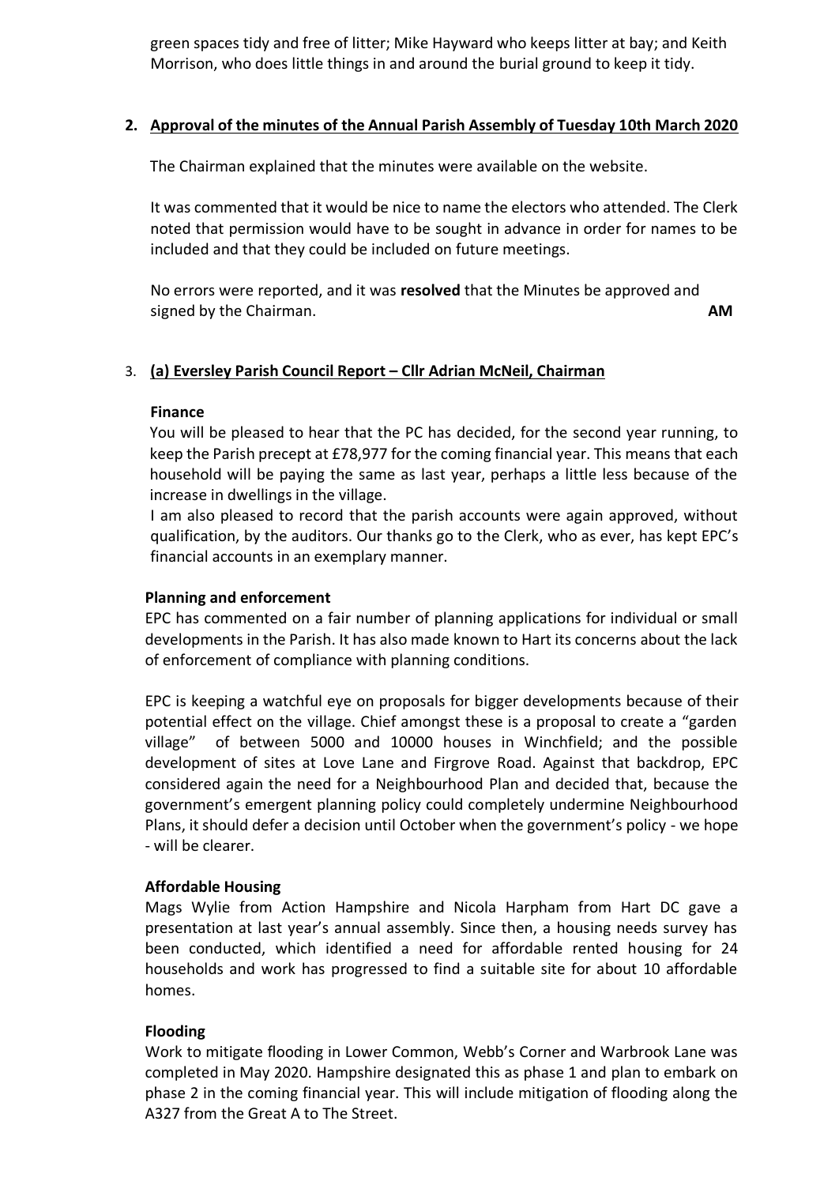green spaces tidy and free of litter; Mike Hayward who keeps litter at bay; and Keith Morrison, who does little things in and around the burial ground to keep it tidy.

## 2. Approval of the minutes of the Annual Parish Assembly of Tuesday 10th March 2020

The Chairman explained that the minutes were available on the website.

It was commented that it would be nice to name the electors who attended. The Clerk noted that permission would have to be sought in advance in order for names to be included and that they could be included on future meetings.

No errors were reported, and it was **resolved** that the Minutes be approved and signed by the Chairman. **AM**

## 3. (a) Eversley Parish Council Report – Cllr Adrian McNeil, Chairman

### Finance

You will be pleased to hear that the PC has decided, for the second year running, to keep the Parish precept at £78,977 for the coming financial year. This means that each household will be paying the same as last year, perhaps a little less because of the increase in dwellings in the village.

I am also pleased to record that the parish accounts were again approved, without qualification, by the auditors. Our thanks go to the Clerk, who as ever, has kept EPC's financial accounts in an exemplary manner.

### Planning and enforcement

EPC has commented on a fair number of planning applications for individual or small developments in the Parish. It has also made known to Hart its concerns about the lack of enforcement of compliance with planning conditions.

EPC is keeping a watchful eye on proposals for bigger developments because of their potential effect on the village. Chief amongst these is a proposal to create a "garden village" of between 5000 and 10000 houses in Winchfield; and the possible development of sites at Love Lane and Firgrove Road. Against that backdrop, EPC considered again the need for a Neighbourhood Plan and decided that, because the government's emergent planning policy could completely undermine Neighbourhood Plans, it should defer a decision until October when the government's policy - we hope - will be clearer.

### Affordable Housing

Mags Wylie from Action Hampshire and Nicola Harpham from Hart DC gave a presentation at last year's annual assembly. Since then, a housing needs survey has been conducted, which identified a need for affordable rented housing for 24 households and work has progressed to find a suitable site for about 10 affordable homes.

### Flooding

Work to mitigate flooding in Lower Common, Webb's Corner and Warbrook Lane was completed in May 2020. Hampshire designated this as phase 1 and plan to embark on phase 2 in the coming financial year. This will include mitigation of flooding along the A327 from the Great A to The Street.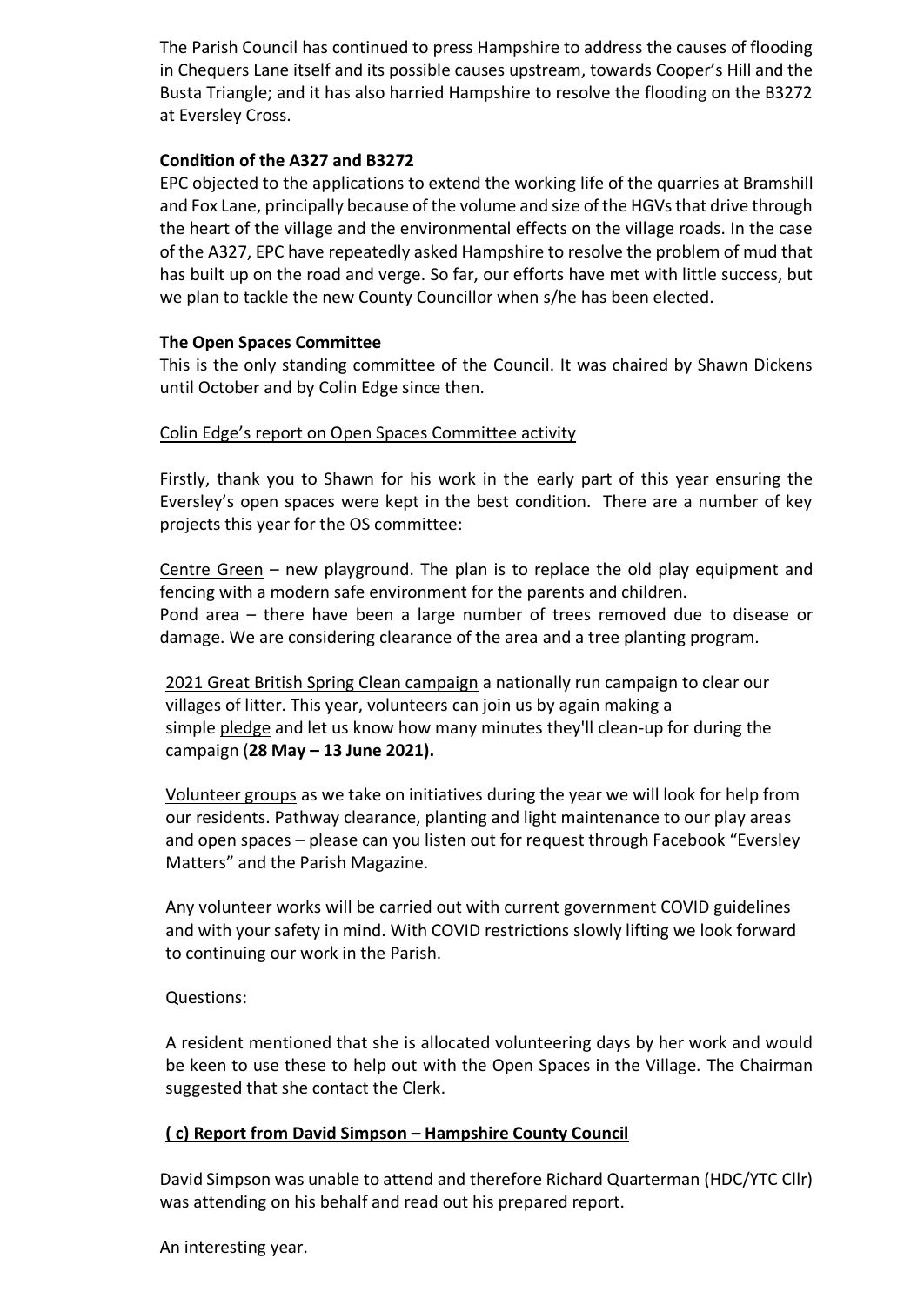The Parish Council has continued to press Hampshire to address the causes of flooding in Chequers Lane itself and its possible causes upstream, towards Cooper's Hill and the Busta Triangle; and it has also harried Hampshire to resolve the flooding on the B3272 at Eversley Cross.

**Condition of the A327 and B3272**

EPC objected to the applications to extend the working life of the quarries at Bramshill and Fox Lane, principally because of the volume and size of the HGVs that drive through the heart of the village and the environmental effects on the village roads. In the case of the A327, EPC have repeatedly asked Hampshire to resolve the problem of mud that has built up on the road and verge. So far, our efforts have met with little success, but we plan to tackle the new County Councillor when s/he has been elected.

**The Open Spaces Committee**

This is the only standing committee of the Council. It was chaired by Shawn Dickens until October and by Colin Edge since then.

<u>Colin Edge's report on Open Spaces Committee activity</u>

Firstly, thank you to Shawn for his work in the early part of this year ensuring the Eversley's open spaces were kept in the best condition. There are a number of key projects this year for the OS committee:

<u>Centre Green</u> – new playground. The plan is to replace the old play equipment and fencing with a modern safe environment for the parents and children.
Pond area – there have been a large number of trees removed due to disease or damage. We are considering clearance of the area and a tree planting program.

<u>2021 Great British Spring Clean campaign</u> a nationally run campaign to clear our villages of litter. This year, volunteers can join us by again making a simple <u>pledge</u> and let us know how many minutes they'll clean-up for during the campaign (**28 May – 13 June 2021).**

<u>Volunteer groups</u> as we take on initiatives during the year we will look for help from our residents. Pathway clearance, planting and light maintenance to our play areas and open spaces – please can you listen out for request through Facebook "Eversley Matters" and the Parish Magazine.

Any volunteer works will be carried out with current government COVID guidelines and with your safety in mind. With COVID restrictions slowly lifting we look forward to continuing our work in the Parish.

Questions:

A resident mentioned that she is allocated volunteering days by her work and would be keen to use these to help out with the Open Spaces in the Village. The Chairman suggested that she contact the Clerk.

**<u>( c) Report from David Simpson – Hampshire County Council</u>**

David Simpson was unable to attend and therefore Richard Quarterman (HDC/YTC Cllr) was attending on his behalf and read out his prepared report.

An interesting year.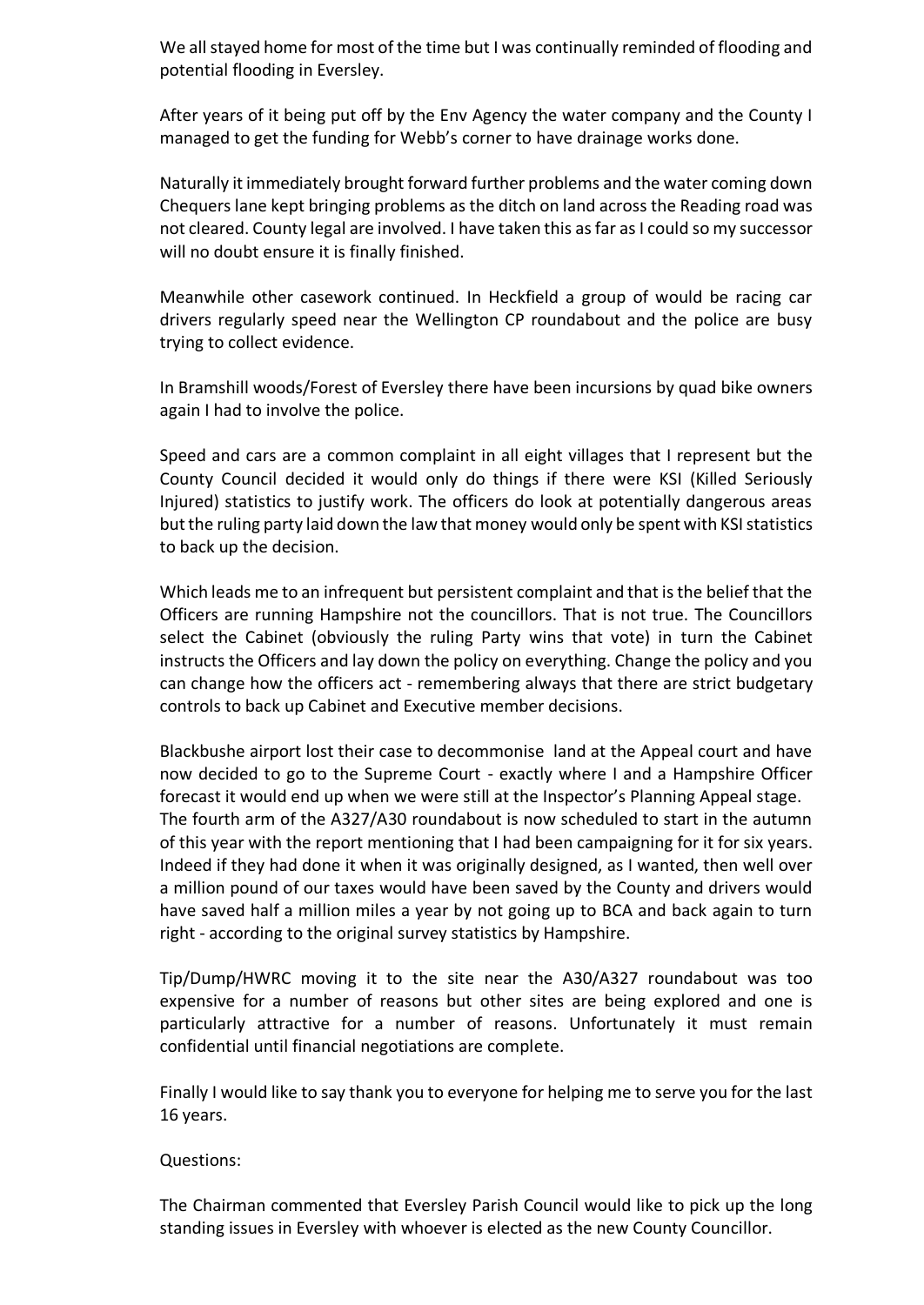We all stayed home for most of the time but I was continually reminded of flooding and potential flooding in Eversley.

After years of it being put off by the Env Agency the water company and the County I managed to get the funding for Webb's corner to have drainage works done.

Naturally it immediately brought forward further problems and the water coming down Chequers lane kept bringing problems as the ditch on land across the Reading road was not cleared. County legal are involved. I have taken this as far as I could so my successor will no doubt ensure it is finally finished.

Meanwhile other casework continued. In Heckfield a group of would be racing car drivers regularly speed near the Wellington CP roundabout and the police are busy trying to collect evidence.

In Bramshill woods/Forest of Eversley there have been incursions by quad bike owners again I had to involve the police.

Speed and cars are a common complaint in all eight villages that I represent but the County Council decided it would only do things if there were KSI (Killed Seriously Injured) statistics to justify work. The officers do look at potentially dangerous areas but the ruling party laid down the law that money would only be spent with KSI statistics to back up the decision.

Which leads me to an infrequent but persistent complaint and that is the belief that the Officers are running Hampshire not the councillors. That is not true. The Councillors select the Cabinet (obviously the ruling Party wins that vote) in turn the Cabinet instructs the Officers and lay down the policy on everything. Change the policy and you can change how the officers act - remembering always that there are strict budgetary controls to back up Cabinet and Executive member decisions.

Blackbushe airport lost their case to decommonise land at the Appeal court and have now decided to go to the Supreme Court - exactly where I and a Hampshire Officer forecast it would end up when we were still at the Inspector's Planning Appeal stage.
The fourth arm of the A327/A30 roundabout is now scheduled to start in the autumn of this year with the report mentioning that I had been campaigning for it for six years. Indeed if they had done it when it was originally designed, as I wanted, then well over a million pound of our taxes would have been saved by the County and drivers would have saved half a million miles a year by not going up to BCA and back again to turn right - according to the original survey statistics by Hampshire.

Tip/Dump/HWRC moving it to the site near the A30/A327 roundabout was too expensive for a number of reasons but other sites are being explored and one is particularly attractive for a number of reasons. Unfortunately it must remain confidential until financial negotiations are complete.

Finally I would like to say thank you to everyone for helping me to serve you for the last 16 years.

Questions:

The Chairman commented that Eversley Parish Council would like to pick up the long standing issues in Eversley with whoever is elected as the new County Councillor.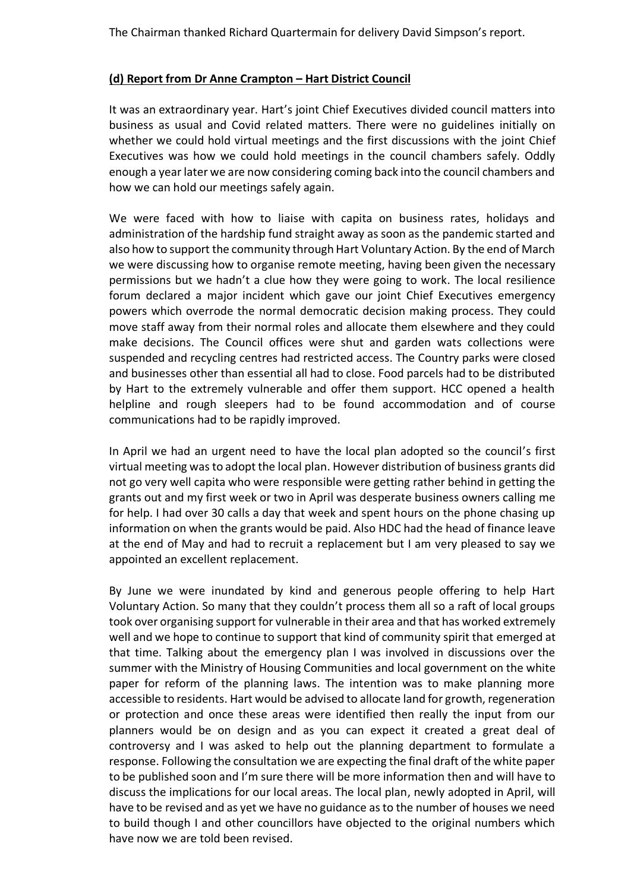The Chairman thanked Richard Quartermain for delivery David Simpson's report.

**(d) Report from Dr Anne Crampton – Hart District Council**

It was an extraordinary year. Hart's joint Chief Executives divided council matters into business as usual and Covid related matters. There were no guidelines initially on whether we could hold virtual meetings and the first discussions with the joint Chief Executives was how we could hold meetings in the council chambers safely. Oddly enough a year later we are now considering coming back into the council chambers and how we can hold our meetings safely again.

We were faced with how to liaise with capita on business rates, holidays and administration of the hardship fund straight away as soon as the pandemic started and also how to support the community through Hart Voluntary Action. By the end of March we were discussing how to organise remote meeting, having been given the necessary permissions but we hadn't a clue how they were going to work. The local resilience forum declared a major incident which gave our joint Chief Executives emergency powers which overrode the normal democratic decision making process. They could move staff away from their normal roles and allocate them elsewhere and they could make decisions. The Council offices were shut and garden wats collections were suspended and recycling centres had restricted access. The Country parks were closed and businesses other than essential all had to close. Food parcels had to be distributed by Hart to the extremely vulnerable and offer them support. HCC opened a health helpline and rough sleepers had to be found accommodation and of course communications had to be rapidly improved.

In April we had an urgent need to have the local plan adopted so the council's first virtual meeting was to adopt the local plan. However distribution of business grants did not go very well capita who were responsible were getting rather behind in getting the grants out and my first week or two in April was desperate business owners calling me for help. I had over 30 calls a day that week and spent hours on the phone chasing up information on when the grants would be paid. Also HDC had the head of finance leave at the end of May and had to recruit a replacement but I am very pleased to say we appointed an excellent replacement.

By June we were inundated by kind and generous people offering to help Hart Voluntary Action. So many that they couldn't process them all so a raft of local groups took over organising support for vulnerable in their area and that has worked extremely well and we hope to continue to support that kind of community spirit that emerged at that time. Talking about the emergency plan I was involved in discussions over the summer with the Ministry of Housing Communities and local government on the white paper for reform of the planning laws. The intention was to make planning more accessible to residents. Hart would be advised to allocate land for growth, regeneration or protection and once these areas were identified then really the input from our planners would be on design and as you can expect it created a great deal of controversy and I was asked to help out the planning department to formulate a response. Following the consultation we are expecting the final draft of the white paper to be published soon and I'm sure there will be more information then and will have to discuss the implications for our local areas. The local plan, newly adopted in April, will have to be revised and as yet we have no guidance as to the number of houses we need to build though I and other councillors have objected to the original numbers which have now we are told been revised.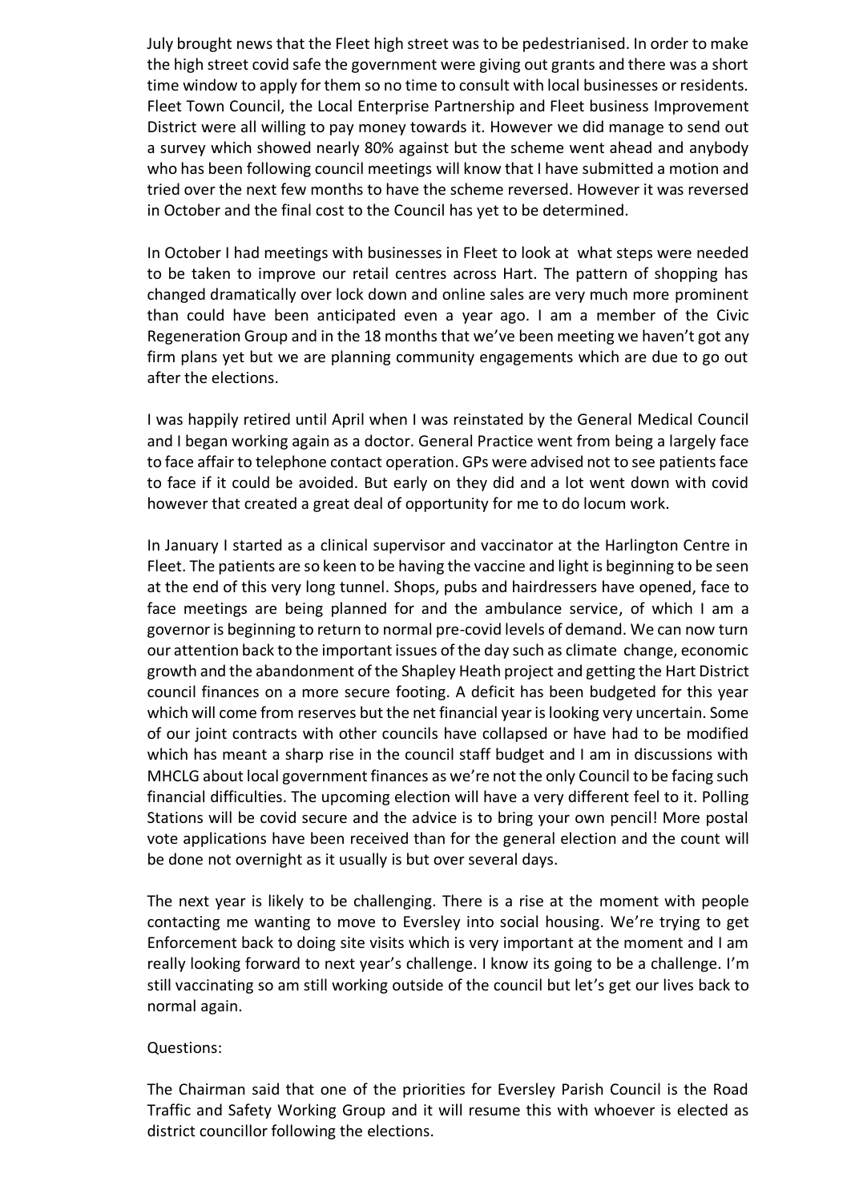July brought news that the Fleet high street was to be pedestrianised. In order to make the high street covid safe the government were giving out grants and there was a short time window to apply for them so no time to consult with local businesses or residents. Fleet Town Council, the Local Enterprise Partnership and Fleet business Improvement District were all willing to pay money towards it. However we did manage to send out a survey which showed nearly 80% against but the scheme went ahead and anybody who has been following council meetings will know that I have submitted a motion and tried over the next few months to have the scheme reversed. However it was reversed in October and the final cost to the Council has yet to be determined.

In October I had meetings with businesses in Fleet to look at what steps were needed to be taken to improve our retail centres across Hart. The pattern of shopping has changed dramatically over lock down and online sales are very much more prominent than could have been anticipated even a year ago. I am a member of the Civic Regeneration Group and in the 18 months that we've been meeting we haven't got any firm plans yet but we are planning community engagements which are due to go out after the elections.

I was happily retired until April when I was reinstated by the General Medical Council and I began working again as a doctor. General Practice went from being a largely face to face affair to telephone contact operation. GPs were advised not to see patients face to face if it could be avoided. But early on they did and a lot went down with covid however that created a great deal of opportunity for me to do locum work.

In January I started as a clinical supervisor and vaccinator at the Harlington Centre in Fleet. The patients are so keen to be having the vaccine and light is beginning to be seen at the end of this very long tunnel. Shops, pubs and hairdressers have opened, face to face meetings are being planned for and the ambulance service, of which I am a governor is beginning to return to normal pre-covid levels of demand. We can now turn our attention back to the important issues of the day such as climate change, economic growth and the abandonment of the Shapley Heath project and getting the Hart District council finances on a more secure footing. A deficit has been budgeted for this year which will come from reserves but the net financial year is looking very uncertain. Some of our joint contracts with other councils have collapsed or have had to be modified which has meant a sharp rise in the council staff budget and I am in discussions with MHCLG about local government finances as we're not the only Council to be facing such financial difficulties. The upcoming election will have a very different feel to it. Polling Stations will be covid secure and the advice is to bring your own pencil! More postal vote applications have been received than for the general election and the count will be done not overnight as it usually is but over several days.

The next year is likely to be challenging. There is a rise at the moment with people contacting me wanting to move to Eversley into social housing. We're trying to get Enforcement back to doing site visits which is very important at the moment and I am really looking forward to next year's challenge. I know its going to be a challenge. I'm still vaccinating so am still working outside of the council but let's get our lives back to normal again.

Questions:

The Chairman said that one of the priorities for Eversley Parish Council is the Road Traffic and Safety Working Group and it will resume this with whoever is elected as district councillor following the elections.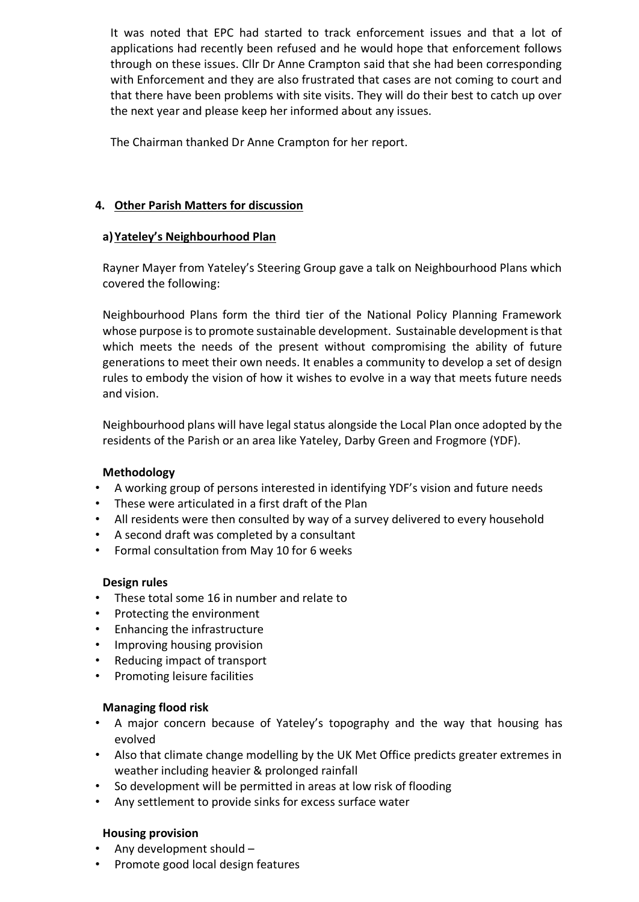It was noted that EPC had started to track enforcement issues and that a lot of applications had recently been refused and he would hope that enforcement follows through on these issues. Cllr Dr Anne Crampton said that she had been corresponding with Enforcement and they are also frustrated that cases are not coming to court and that there have been problems with site visits. They will do their best to catch up over the next year and please keep her informed about any issues.

The Chairman thanked Dr Anne Crampton for her report.

## 4. Other Parish Matters for discussion

### a) Yateley's Neighbourhood Plan

Rayner Mayer from Yateley's Steering Group gave a talk on Neighbourhood Plans which covered the following:

Neighbourhood Plans form the third tier of the National Policy Planning Framework whose purpose is to promote sustainable development. Sustainable development is that which meets the needs of the present without compromising the ability of future generations to meet their own needs. It enables a community to develop a set of design rules to embody the vision of how it wishes to evolve in a way that meets future needs and vision.

Neighbourhood plans will have legal status alongside the Local Plan once adopted by the residents of the Parish or an area like Yateley, Darby Green and Frogmore (YDF).

**Methodology**

- A working group of persons interested in identifying YDF's vision and future needs
- These were articulated in a first draft of the Plan
- All residents were then consulted by way of a survey delivered to every household
- A second draft was completed by a consultant
- Formal consultation from May 10 for 6 weeks

**Design rules**

- These total some 16 in number and relate to
- Protecting the environment
- Enhancing the infrastructure
- Improving housing provision
- Reducing impact of transport
- Promoting leisure facilities

**Managing flood risk**

- A major concern because of Yateley's topography and the way that housing has evolved
- Also that climate change modelling by the UK Met Office predicts greater extremes in weather including heavier & prolonged rainfall
- So development will be permitted in areas at low risk of flooding
- Any settlement to provide sinks for excess surface water

**Housing provision**

- Any development should –
- Promote good local design features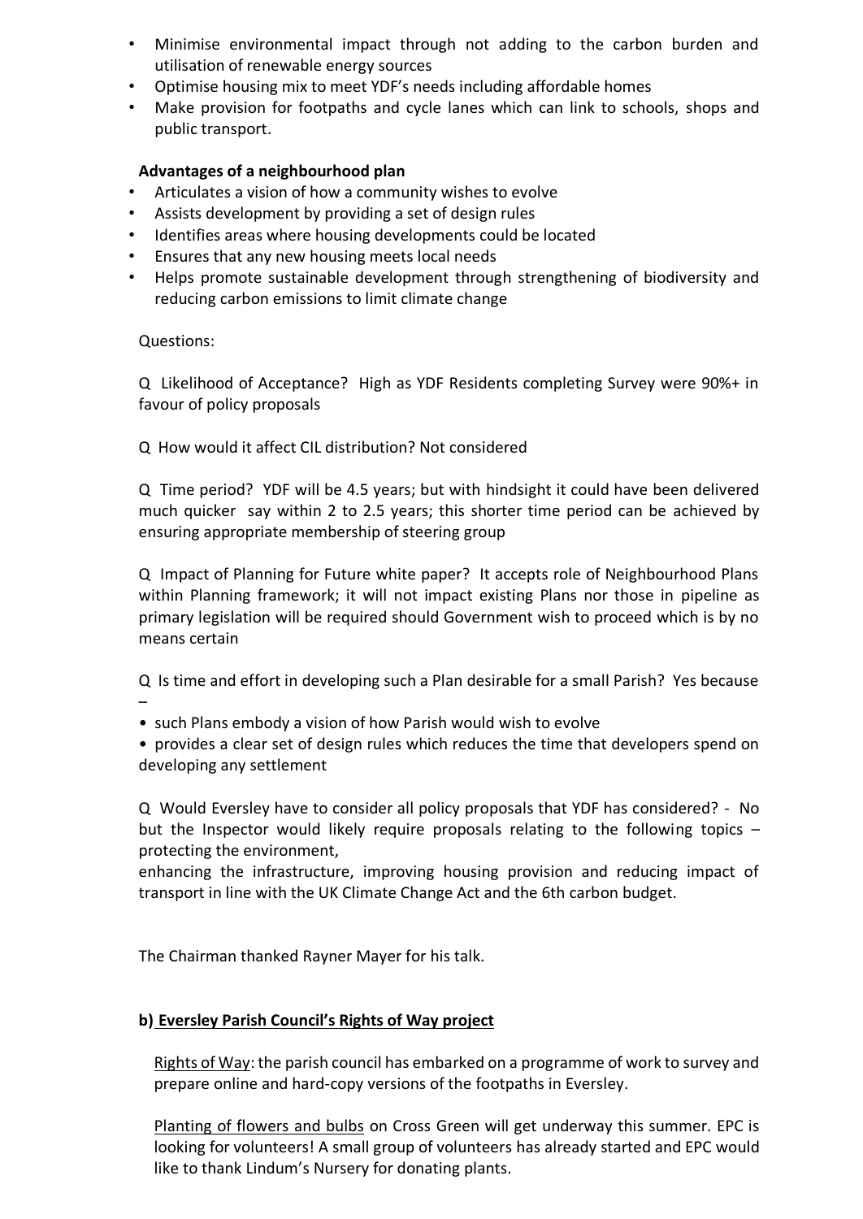- Minimise environmental impact through not adding to the carbon burden and utilisation of renewable energy sources
- Optimise housing mix to meet YDF's needs including affordable homes
- Make provision for footpaths and cycle lanes which can link to schools, shops and public transport.

**Advantages of a neighbourhood plan**

- Articulates a vision of how a community wishes to evolve
- Assists development by providing a set of design rules
- Identifies areas where housing developments could be located
- Ensures that any new housing meets local needs
- Helps promote sustainable development through strengthening of biodiversity and reducing carbon emissions to limit climate change

Questions:

Q Likelihood of Acceptance? High as YDF Residents completing Survey were 90%+ in favour of policy proposals

Q How would it affect CIL distribution? Not considered

Q Time period? YDF will be 4.5 years; but with hindsight it could have been delivered much quicker say within 2 to 2.5 years; this shorter time period can be achieved by ensuring appropriate membership of steering group

Q Impact of Planning for Future white paper? It accepts role of Neighbourhood Plans within Planning framework; it will not impact existing Plans nor those in pipeline as primary legislation will be required should Government wish to proceed which is by no means certain

Q Is time and effort in developing such a Plan desirable for a small Parish? Yes because –

- such Plans embody a vision of how Parish would wish to evolve
- provides a clear set of design rules which reduces the time that developers spend on developing any settlement

Q Would Eversley have to consider all policy proposals that YDF has considered? - No but the Inspector would likely require proposals relating to the following topics – protecting the environment,
enhancing the infrastructure, improving housing provision and reducing impact of transport in line with the UK Climate Change Act and the 6th carbon budget.

The Chairman thanked Rayner Mayer for his talk.

**b) <u>Eversley Parish Council's Rights of Way project</u>**

<u>Rights of Way</u>: the parish council has embarked on a programme of work to survey and prepare online and hard-copy versions of the footpaths in Eversley.

<u>Planting of flowers and bulbs</u> on Cross Green will get underway this summer. EPC is looking for volunteers! A small group of volunteers has already started and EPC would like to thank Lindum's Nursery for donating plants.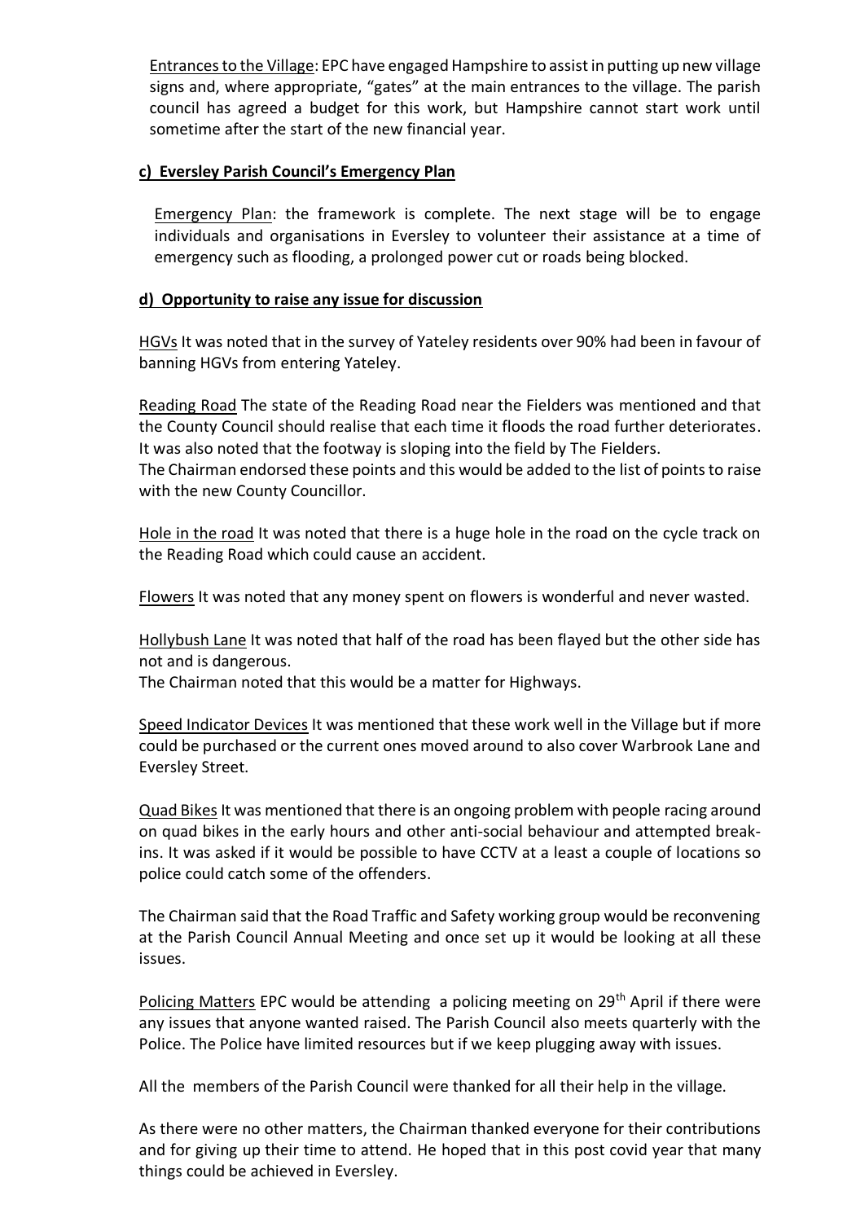Entrances to the Village: EPC have engaged Hampshire to assist in putting up new village signs and, where appropriate, "gates" at the main entrances to the village. The parish council has agreed a budget for this work, but Hampshire cannot start work until sometime after the start of the new financial year.

### c) Eversley Parish Council's Emergency Plan

Emergency Plan: the framework is complete. The next stage will be to engage individuals and organisations in Eversley to volunteer their assistance at a time of emergency such as flooding, a prolonged power cut or roads being blocked.

### d) Opportunity to raise any issue for discussion

HGVs It was noted that in the survey of Yateley residents over 90% had been in favour of banning HGVs from entering Yateley.

Reading Road The state of the Reading Road near the Fielders was mentioned and that the County Council should realise that each time it floods the road further deteriorates. It was also noted that the footway is sloping into the field by The Fielders.
The Chairman endorsed these points and this would be added to the list of points to raise with the new County Councillor.

Hole in the road It was noted that there is a huge hole in the road on the cycle track on the Reading Road which could cause an accident.

Flowers It was noted that any money spent on flowers is wonderful and never wasted.

Hollybush Lane It was noted that half of the road has been flayed but the other side has not and is dangerous.
The Chairman noted that this would be a matter for Highways.

Speed Indicator Devices It was mentioned that these work well in the Village but if more could be purchased or the current ones moved around to also cover Warbrook Lane and Eversley Street.

Quad Bikes It was mentioned that there is an ongoing problem with people racing around on quad bikes in the early hours and other anti-social behaviour and attempted break-ins. It was asked if it would be possible to have CCTV at a least a couple of locations so police could catch some of the offenders.

The Chairman said that the Road Traffic and Safety working group would be reconvening at the Parish Council Annual Meeting and once set up it would be looking at all these issues.

Policing Matters EPC would be attending a policing meeting on 29th April if there were any issues that anyone wanted raised. The Parish Council also meets quarterly with the Police. The Police have limited resources but if we keep plugging away with issues.

All the members of the Parish Council were thanked for all their help in the village.

As there were no other matters, the Chairman thanked everyone for their contributions and for giving up their time to attend. He hoped that in this post covid year that many things could be achieved in Eversley.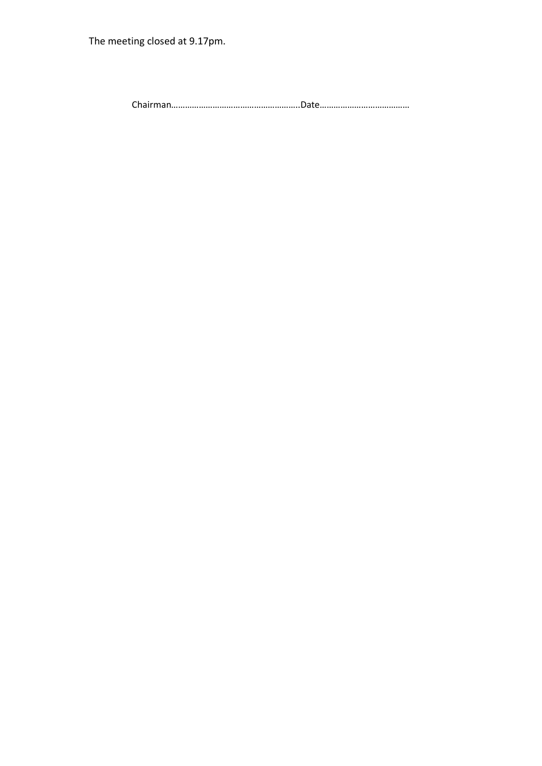The meeting closed at 9.17pm.

Chairman…………………………………………………..Date…………………………………